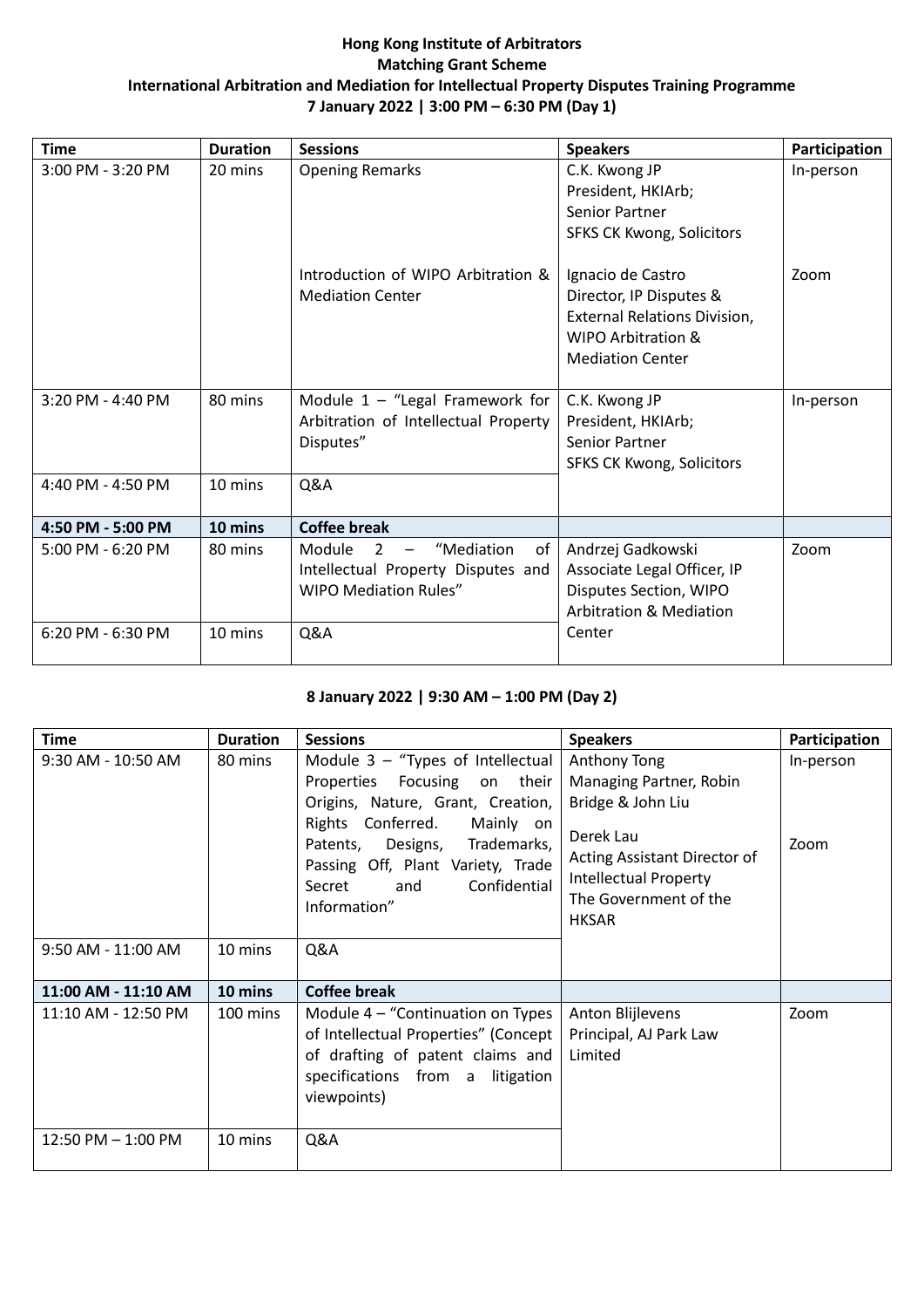**Hong Kong Institute of Arbitrators**
**Matching Grant Scheme**
**International Arbitration and Mediation for Intellectual Property Disputes Training Programme**
**7 January 2022 | 3:00 PM – 6:30 PM (Day 1)**

| Time | Duration | Sessions | Speakers | Participation |
|---|---|---|---|---|
| 3:00 PM - 3:20 PM | 20 mins | Opening Remarks | C.K. Kwong JP<br>President, HKIArb;<br>Senior Partner<br>SFKS CK Kwong, Solicitors | In-person |
| | | Introduction of WIPO Arbitration & Mediation Center | Ignacio de Castro<br>Director, IP Disputes & External Relations Division, WIPO Arbitration & Mediation Center | Zoom |
| 3:20 PM - 4:40 PM | 80 mins | Module 1 – "Legal Framework for Arbitration of Intellectual Property Disputes" | C.K. Kwong JP<br>President, HKIArb;<br>Senior Partner<br>SFKS CK Kwong, Solicitors | In-person |
| 4:40 PM - 4:50 PM | 10 mins | Q&A | | |
| **4:50 PM - 5:00 PM** | **10 mins** | **Coffee break** | | |
| 5:00 PM - 6:20 PM | 80 mins | Module 2 – "Mediation of Intellectual Property Disputes and WIPO Mediation Rules" | Andrzej Gadkowski<br>Associate Legal Officer, IP Disputes Section, WIPO Arbitration & Mediation Center | Zoom |
| 6:20 PM - 6:30 PM | 10 mins | Q&A | | |

**8 January 2022 | 9:30 AM – 1:00 PM (Day 2)**

| Time | Duration | Sessions | Speakers | Participation |
|---|---|---|---|---|
| 9:30 AM - 10:50 AM | 80 mins | Module 3 – "Types of Intellectual Properties Focusing on their Origins, Nature, Grant, Creation, Rights Conferred. Mainly on Patents, Designs, Trademarks, Passing Off, Plant Variety, Trade Secret and Confidential Information" | Anthony Tong<br>Managing Partner, Robin Bridge & John Liu | In-person |
| | | | Derek Lau<br>Acting Assistant Director of Intellectual Property<br>The Government of the HKSAR | Zoom |
| 9:50 AM - 11:00 AM | 10 mins | Q&A | | |
| **11:00 AM - 11:10 AM** | **10 mins** | **Coffee break** | | |
| 11:10 AM - 12:50 PM | 100 mins | Module 4 – "Continuation on Types of Intellectual Properties" (Concept of drafting of patent claims and specifications from a litigation viewpoints) | Anton Blijlevens<br>Principal, AJ Park Law Limited | Zoom |
| 12:50 PM – 1:00 PM | 10 mins | Q&A | | |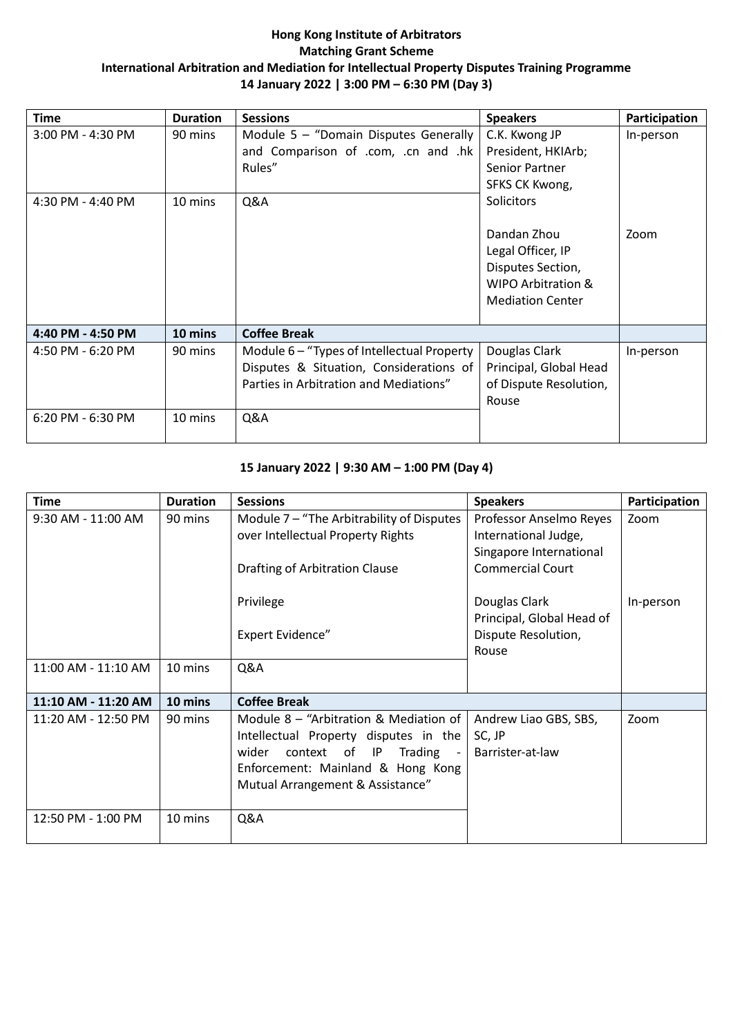**Hong Kong Institute of Arbitrators**
**Matching Grant Scheme**
**International Arbitration and Mediation for Intellectual Property Disputes Training Programme**
**14 January 2022 | 3:00 PM – 6:30 PM (Day 3)**

| Time | Duration | Sessions | Speakers | Participation |
|---|---|---|---|---|
| 3:00 PM - 4:30 PM | 90 mins | Module 5 – "Domain Disputes Generally and Comparison of .com, .cn and .hk Rules" | C.K. Kwong JP<br>President, HKIArb;<br>Senior Partner<br>SFKS CK Kwong,<br>Solicitors<br><br>Dandan Zhou<br>Legal Officer, IP Disputes Section,<br>WIPO Arbitration & Mediation Center | In-person<br><br><br><br><br><br>Zoom |
| 4:30 PM - 4:40 PM | 10 mins | Q&A | | |
| **4:40 PM - 4:50 PM** | **10 mins** | **Coffee Break** | | |
| 4:50 PM - 6:20 PM | 90 mins | Module 6 – "Types of Intellectual Property Disputes & Situation, Considerations of Parties in Arbitration and Mediations" | Douglas Clark<br>Principal, Global Head of Dispute Resolution,<br>Rouse | In-person |
| 6:20 PM - 6:30 PM | 10 mins | Q&A | | |

**15 January 2022 | 9:30 AM – 1:00 PM (Day 4)**

| Time | Duration | Sessions | Speakers | Participation |
|---|---|---|---|---|
| 9:30 AM - 11:00 AM | 90 mins | Module 7 – "The Arbitrability of Disputes over Intellectual Property Rights<br><br>Drafting of Arbitration Clause<br><br>Privilege<br><br>Expert Evidence" | Professor Anselmo Reyes<br>International Judge,<br>Singapore International Commercial Court<br><br>Douglas Clark<br>Principal, Global Head of Dispute Resolution,<br>Rouse | Zoom<br><br><br><br><br>In-person |
| 11:00 AM - 11:10 AM | 10 mins | Q&A | | |
| **11:10 AM - 11:20 AM** | **10 mins** | **Coffee Break** | | |
| 11:20 AM - 12:50 PM | 90 mins | Module 8 – "Arbitration & Mediation of Intellectual Property disputes in the wider context of IP Trading - Enforcement: Mainland & Hong Kong Mutual Arrangement & Assistance" | Andrew Liao GBS, SBS, SC, JP<br>Barrister-at-law | Zoom |
| 12:50 PM - 1:00 PM | 10 mins | Q&A | | |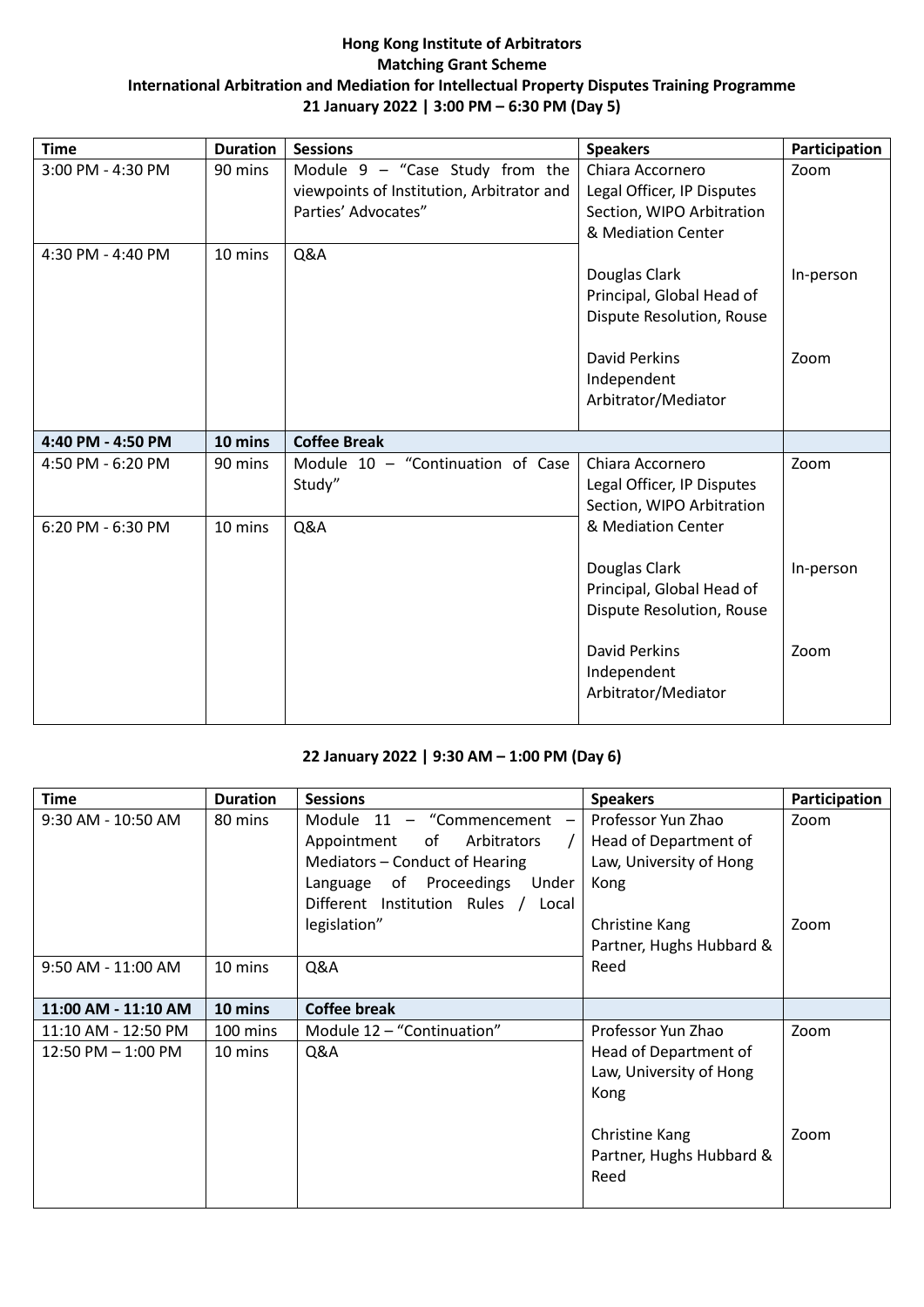**Hong Kong Institute of Arbitrators**
**Matching Grant Scheme**
**International Arbitration and Mediation for Intellectual Property Disputes Training Programme**
**21 January 2022 | 3:00 PM – 6:30 PM (Day 5)**

| Time | Duration | Sessions | Speakers | Participation |
|---|---|---|---|---|
| 3:00 PM - 4:30 PM | 90 mins | Module 9 – "Case Study from the viewpoints of Institution, Arbitrator and Parties' Advocates" | Chiara Accornero<br>Legal Officer, IP Disputes Section, WIPO Arbitration & Mediation Center | Zoom |
| 4:30 PM - 4:40 PM | 10 mins | Q&A | Douglas Clark<br>Principal, Global Head of Dispute Resolution, Rouse | In-person |
| | | | David Perkins<br>Independent Arbitrator/Mediator | Zoom |
| **4:40 PM - 4:50 PM** | **10 mins** | **Coffee Break** | | |
| 4:50 PM - 6:20 PM | 90 mins | Module 10 – "Continuation of Case Study" | Chiara Accornero<br>Legal Officer, IP Disputes Section, WIPO Arbitration & Mediation Center | Zoom |
| 6:20 PM - 6:30 PM | 10 mins | Q&A | Douglas Clark<br>Principal, Global Head of Dispute Resolution, Rouse | In-person |
| | | | David Perkins<br>Independent Arbitrator/Mediator | Zoom |

**22 January 2022 | 9:30 AM – 1:00 PM (Day 6)**

| Time | Duration | Sessions | Speakers | Participation |
|---|---|---|---|---|
| 9:30 AM - 10:50 AM | 80 mins | Module 11 – "Commencement – Appointment of Arbitrators / Mediators – Conduct of Hearing Language of Proceedings Under Different Institution Rules / Local legislation" | Professor Yun Zhao<br>Head of Department of Law, University of Hong Kong | Zoom |
| 9:50 AM - 11:00 AM | 10 mins | Q&A | Christine Kang<br>Partner, Hughs Hubbard & Reed | Zoom |
| **11:00 AM - 11:10 AM** | **10 mins** | **Coffee break** | | |
| 11:10 AM - 12:50 PM | 100 mins | Module 12 – "Continuation" | Professor Yun Zhao<br>Head of Department of Law, University of Hong Kong | Zoom |
| 12:50 PM – 1:00 PM | 10 mins | Q&A | Christine Kang<br>Partner, Hughs Hubbard & Reed | Zoom |